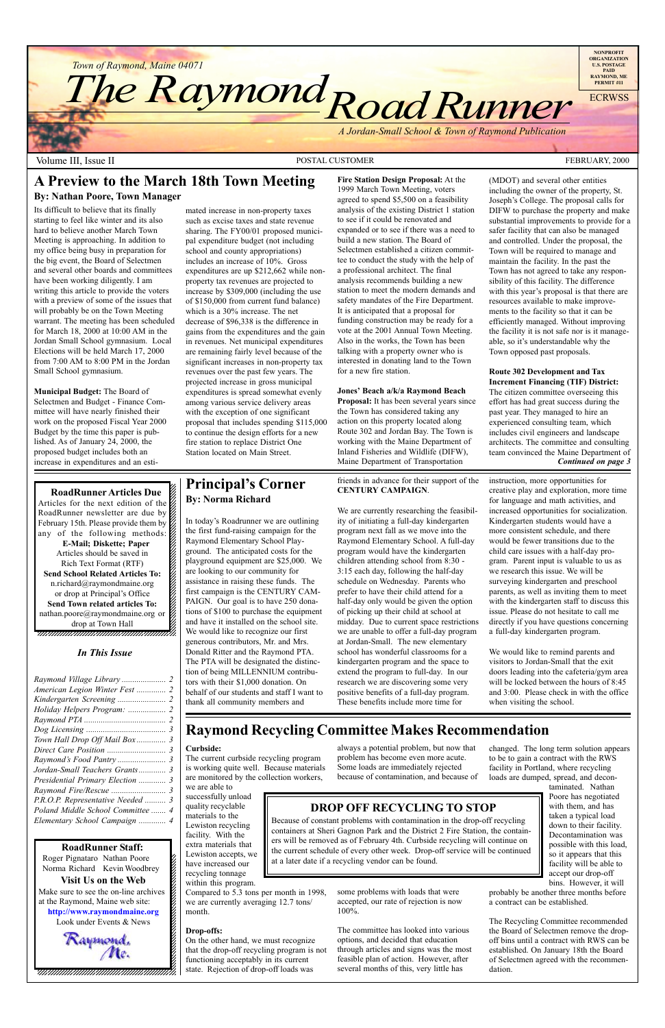Town of Raymond, Maine 04071

# The Raymond Road Runner

*A Jordan-Small School & Town of Raymond Publication*

NONPROFIT ORGANIZATION U.S. POSTAGE PAID RAYMOND, ME PERMIT #11

ECRWSS

Volume III, Issue II — POSTAL CUSTOMER — FEBRUARY, 2000

## A Preview to the March 18th Town Meeting

**By: Nathan Poore, Town Manager**

Its difficult to believe that its finally starting to feel like winter and its also hard to believe another March Town Meeting is approaching. In addition to my office being busy in preparation for the big event, the Board of Selectmen and several other boards and committees have been working diligently. I am writing this article to provide the voters with a preview of some of the issues that will probably be on the Town Meeting warrant. The meeting has been scheduled for March 18, 2000 at 10:00 AM in the Jordan Small School gymnasium. Local Elections will be held March 17, 2000 from 7:00 AM to 8:00 PM in the Jordan Small School gymnasium.

**Municipal Budget:** The Board of Selectmen and Budget - Finance Committee will have nearly finished their work on the proposed Fiscal Year 2000 Budget by the time this paper is published. As of January 24, 2000, the proposed budget includes both an increase in expenditures and an estimated increase in non-property taxes such as excise taxes and state revenue sharing. The FY00/01 proposed municipal expenditure budget (not including school and county appropriations) includes an increase of 10%. Gross expenditures are up $212,662 while non-property tax revenues are projected to increase by $309,000 (including the use of $150,000 from current fund balance) which is a 30% increase. The net decrease of $96,338 is the difference in gains from the expenditures and the gain in revenues. Net municipal expenditures are remaining fairly level because of the significant increases in non-property tax revenues over the past few years. The projected increase in gross municipal expenditures is spread somewhat evenly among various service delivery areas with the exception of one significant proposal that includes spending $115,000 to continue the design efforts for a new fire station to replace District One Station located on Main Street.

**Fire Station Design Proposal:** At the 1999 March Town Meeting, voters agreed to spend $5,500 on a feasibility analysis of the existing District 1 station to see if it could be renovated and expanded or to see if there was a need to build a new station. The Board of Selectmen established a citizen committee to conduct the study with the help of a professional architect. The final analysis recommends building a new station to meet the modern demands and safety mandates of the Fire Department. It is anticipated that a proposal for funding construction may be ready for a vote at the 2001 Annual Town Meeting. Also in the works, the Town has been talking with a property owner who is interested in donating land to the Town for a new fire station.

**Jones' Beach a/k/a Raymond Beach Proposal:** It has been several years since the Town has considered taking any action on this property located along Route 302 and Jordan Bay. The Town is working with the Maine Department of Inland Fisheries and Wildlife (DIFW), Maine Department of Transportation (MDOT) and several other entities including the owner of the property, St. Joseph's College. The proposal calls for DIFW to purchase the property and make substantial improvements to provide for a safer facility that can also be managed and controlled. Under the proposal, the Town will be required to manage and maintain the facility. In the past the Town has not agreed to take any responsibility of this facility. The difference with this year's proposal is that there are resources available to make improvements to the facility so that it can be efficiently managed. Without improving the facility it is not safe nor is it manageable, so it's understandable why the Town opposed past proposals.

**Route 302 Development and Tax Increment Financing (TIF) District:** The citizen committee overseeing this effort has had great success during the past year. They managed to hire an experienced consulting team, which includes civil engineers and landscape architects. The committee and consulting team convinced the Maine Department of

***Continued on page 3***

---

**RoadRunner Articles Due**

Articles for the next edition of the RoadRunner newsletter are due by February 15th. Please provide them by any of the following methods:

**E-Mail; Diskette; Paper**

Articles should be saved in Rich Text Format (RTF)

**Send School Related Articles To:** n.richard@raymondmaine.org or drop at Principal's Office

**Send Town related articles To:** nathan.poore@raymondmaine.org or drop at Town Hall

---

### *In This Issue*

- *Raymond Village Library* ..... 2
- *American Legion Winter Fest* ..... 2
- *Kindergarten Screening* ..... 2
- *Holiday Helpers Program:* ..... 2
- *Raymond PTA* ..... 2
- *Dog Licensing* ..... 3
- *Town Hall Drop Off Mail Box* ..... 3
- *Direct Care Position* ..... 3
- *Raymond's Food Pantry* ..... 3
- *Jordan-Small Teachers Grants* ..... 3
- *Presidential Primary Election* ..... 3
- *Raymond Fire/Rescue* ..... 3
- *P.R.O.P. Representative Needed* ..... 3
- *Poland Middle School Committee* ..... 4
- *Elementary School Campaign* ..... 4

---

**RoadRunner Staff:**

Roger Pignataro Nathan Poore
Norma Richard Kevin Woodbrey

**Visit Us on the Web**

Make sure to see the on-line archives at the Raymond, Maine web site:

**http://www.raymondmaine.org**

Look under Events & News

Raymond, Me.

---

## Principal's Corner

**By: Norma Richard**

In today's Roadrunner we are outlining the first fund-raising campaign for the Raymond Elementary School Playground. The anticipated costs for the playground equipment are $25,000. We are looking to our community for assistance in raising these funds. The first campaign is the CENTURY CAMPAIGN. Our goal is to have 250 donations of $100 to purchase the equipment and have it installed on the school site. We would like to recognize our first generous contributors, Mr. and Mrs. Donald Ritter and the Raymond PTA. The PTA will be designated the distinction of being MILLENNIUM contributors with their $1,000 donation. On behalf of our students and staff I want to thank all community members and friends in advance for their support of the **CENTURY CAMPAIGN**.

We are currently researching the feasibility of initiating a full-day kindergarten program next fall as we move into the Raymond Elementary School. A full-day program would have the kindergarten children attending school from 8:30 - 3:15 each day, following the half-day schedule on Wednesday. Parents who prefer to have their child attend for a half-day only would be given the option of picking up their child at school at midday. Due to current space restrictions we are unable to offer a full-day program at Jordan-Small. The new elementary school has wonderful classrooms for a kindergarten program and the space to extend the program to full-day. In our research we are discovering some very positive benefits of a full-day program. These benefits include more time for instruction, more opportunities for creative play and exploration, more time for language and math activities, and increased opportunities for socialization. Kindergarten students would have a more consistent schedule, and there would be fewer transitions due to the child care issues with a half-day program. Parent input is valuable to us as we research this issue. We will be surveying kindergarten and preschool parents, as well as inviting them to meet with the kindergarten staff to discuss this issue. Please do not hesitate to call me directly if you have questions concerning a full-day kindergarten program.

We would like to remind parents and visitors to Jordan-Small that the exit doors leading into the cafeteria/gym area will be locked between the hours of 8:45 and 3:00. Please check in with the office when visiting the school.

## Raymond Recycling Committee Makes Recommendation

**Curbside:**

The current curbside recycling program is working quite well. Because materials are monitored by the collection workers, we are able to successfully unload quality recyclable materials to the Lewiston recycling facility. With the extra materials that Lewiston accepts, we have increased our recycling tonnage within this program. Compared to 5.3 tons per month in 1998, we are currently averaging 12.7 tons/month.

**Drop-offs:**

On the other hand, we must recognize that the drop-off recycling program is not functioning acceptably in its current state. Rejection of drop-off loads was always a potential problem, but now that problem has become even more acute. Some loads are immediately rejected because of contamination, and because of some problems with loads that were accepted, our rate of rejection is now 100%.

The committee has looked into various options, and decided that education through articles and signs was the most feasible plan of action. However, after several months of this, very little has changed. The long term solution appears to be to gain a contract with the RWS facility in Portland, where recycling loads are dumped, spread, and decontaminated. Nathan Poore has negotiated with them, and has taken a typical load down to their facility. Decontamination was possible with this load, so it appears that this facility will be able to accept our drop-off bins. However, it will probably be another three months before a contract can be established.

The Recycling Committee recommended the Board of Selectmen remove the drop-off bins until a contract with RWS can be established. On January 18th the Board of Selectmen agreed with the recommendation.

### DROP OFF RECYCLING TO STOP

Because of constant problems with contamination in the drop-off recycling containers at Sheri Gagnon Park and the District 2 Fire Station, the containers will be removed as of February 4th. Curbside recycling will continue on the current schedule of every other week. Drop-off service will be continued at a later date if a recycling vendor can be found.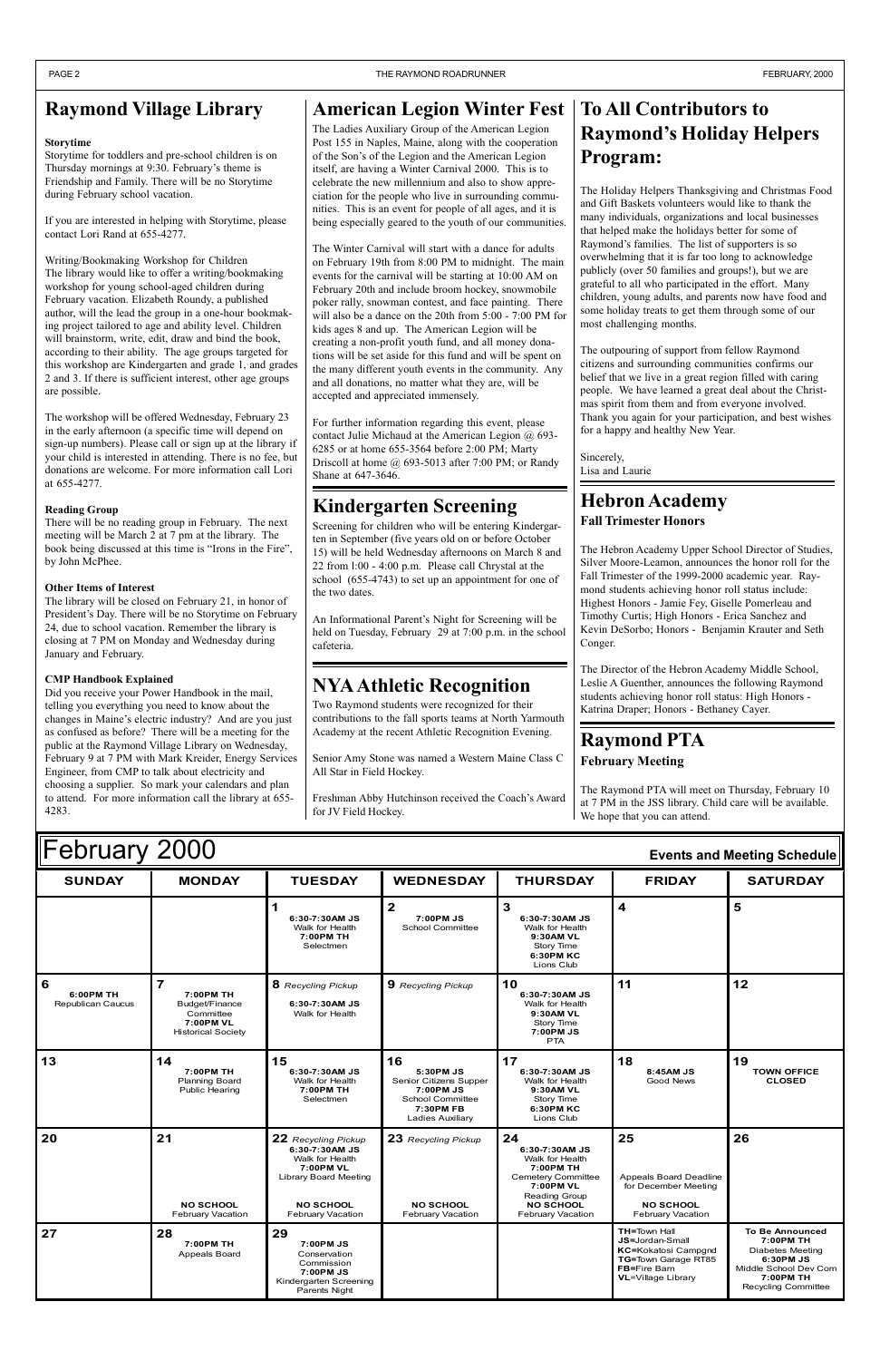## Raymond Village Library

**Storytime**

Storytime for toddlers and pre-school children is on Thursday mornings at 9:30. February's theme is Friendship and Family. There will be no Storytime during February school vacation.

If you are interested in helping with Storytime, please contact Lori Rand at 655-4277.

Writing/Bookmaking Workshop for Children

The library would like to offer a writing/bookmaking workshop for young school-aged children during February vacation. Elizabeth Roundy, a published author, will the lead the group in a one-hour bookmaking project tailored to age and ability level. Children will brainstorm, write, edit, draw and bind the book, according to their ability. The age groups targeted for this workshop are Kindergarten and grade 1, and grades 2 and 3. If there is sufficient interest, other age groups are possible.

The workshop will be offered Wednesday, February 23 in the early afternoon (a specific time will depend on sign-up numbers). Please call or sign up at the library if your child is interested in attending. There is no fee, but donations are welcome. For more information call Lori at 655-4277.

**Reading Group**

There will be no reading group in February. The next meeting will be March 2 at 7 pm at the library. The book being discussed at this time is "Irons in the Fire", by John McPhee.

**Other Items of Interest**

The library will be closed on February 21, in honor of President's Day. There will be no Storytime on February 24, due to school vacation. Remember the library is closing at 7 PM on Monday and Wednesday during January and February.

**CMP Handbook Explained**

Did you receive your Power Handbook in the mail, telling you everything you need to know about the changes in Maine's electric industry? And are you just as confused as before? There will be a meeting for the public at the Raymond Village Library on Wednesday, February 9 at 7 PM with Mark Kreider, Energy Services Engineer, from CMP to talk about electricity and choosing a supplier. So mark your calendars and plan to attend. For more information call the library at 655-4283.

## American Legion Winter Fest

The Ladies Auxiliary Group of the American Legion Post 155 in Naples, Maine, along with the cooperation of the Son's of the Legion and the American Legion itself, are having a Winter Carnival 2000. This is to celebrate the new millennium and also to show appreciation for the people who live in surrounding communities. This is an event for people of all ages, and it is being especially geared to the youth of our communities.

The Winter Carnival will start with a dance for adults on February 19th from 8:00 PM to midnight. The main events for the carnival will be starting at 10:00 AM on February 20th and include broom hockey, snowmobile poker rally, snowman contest, and face painting. There will also be a dance on the 20th from 5:00 - 7:00 PM for kids ages 8 and up. The American Legion will be creating a non-profit youth fund, and all money donations will be set aside for this fund and will be spent on the many different youth events in the community. Any and all donations, no matter what they are, will be accepted and appreciated immensely.

For further information regarding this event, please contact Julie Michaud at the American Legion @ 693-6285 or at home 655-3564 before 2:00 PM; Marty Driscoll at home @ 693-5013 after 7:00 PM; or Randy Shane at 647-3646.

## Kindergarten Screening

Screening for children who will be entering Kindergarten in September (five years old on or before October 15) will be held Wednesday afternoons on March 8 and 22 from l:00 - 4:00 p.m. Please call Chrystal at the school (655-4743) to set up an appointment for one of the two dates.

An Informational Parent's Night for Screening will be held on Tuesday, February 29 at 7:00 p.m. in the school cafeteria.

## NYA Athletic Recognition

Two Raymond students were recognized for their contributions to the fall sports teams at North Yarmouth Academy at the recent Athletic Recognition Evening.

Senior Amy Stone was named a Western Maine Class C All Star in Field Hockey.

Freshman Abby Hutchinson received the Coach's Award for JV Field Hockey.

## To All Contributors to Raymond's Holiday Helpers Program:

The Holiday Helpers Thanksgiving and Christmas Food and Gift Baskets volunteers would like to thank the many individuals, organizations and local businesses that helped make the holidays better for some of Raymond's families. The list of supporters is so overwhelming that it is far too long to acknowledge publicly (over 50 families and groups!), but we are grateful to all who participated in the effort. Many children, young adults, and parents now have food and some holiday treats to get them through some of our most challenging months.

The outpouring of support from fellow Raymond citizens and surrounding communities confirms our belief that we live in a great region filled with caring people. We have learned a great deal about the Christmas spirit from them and from everyone involved. Thank you again for your participation, and best wishes for a happy and healthy New Year.

Sincerely,
Lisa and Laurie

## Hebron Academy

**Fall Trimester Honors**

The Hebron Academy Upper School Director of Studies, Silver Moore-Leamon, announces the honor roll for the Fall Trimester of the 1999-2000 academic year. Raymond students achieving honor roll status include: Highest Honors - Jamie Fey, Giselle Pomerleau and Timothy Curtis; High Honors - Erica Sanchez and Kevin DeSorbo; Honors - Benjamin Krauter and Seth Conger.

The Director of the Hebron Academy Middle School, Leslie A Guenther, announces the following Raymond students achieving honor roll status: High Honors - Katrina Draper; Honors - Bethaney Cayer.

## Raymond PTA

**February Meeting**

The Raymond PTA will meet on Thursday, February 10 at 7 PM in the JSS library. Child care will be available. We hope that you can attend.

## February 2000 — Events and Meeting Schedule

| SUNDAY | MONDAY | TUESDAY | WEDNESDAY | THURSDAY | FRIDAY | SATURDAY |
|---|---|---|---|---|---|---|
| | | **1** 6:30-7:30AM JS Walk for Health; 7:00PM TH Selectmen | **2** 7:00PM JS School Committee | **3** 6:30-7:30AM JS Walk for Health; 9:30AM VL Story Time; 6:30PM KC Lions Club | **4** | **5** |
| **6** 6:00PM TH Republican Caucus | **7** 7:00PM TH Budget/Finance Committee; 7:00PM VL Historical Society | **8** *Recycling Pickup*; 6:30-7:30AM JS Walk for Health | **9** *Recycling Pickup* | **10** 6:30-7:30AM JS Walk for Health; 9:30AM VL Story Time; 7:00PM JS PTA | **11** | **12** |
| **13** | **14** 7:00PM TH Planning Board Public Hearing | **15** 6:30-7:30AM JS Walk for Health; 7:00PM TH Selectmen | **16** 5:30PM JS Senior Citizens Supper; 7:00PM JS School Committee; 7:30PM FB Ladies Auxiliary | **17** 6:30-7:30AM JS Walk for Health; 9:30AM VL Story Time; 6:30PM KC Lions Club | **18** 8:45AM JS Good News | **19** TOWN OFFICE CLOSED |
| **20** | **21** NO SCHOOL February Vacation | **22** *Recycling Pickup*; 6:30-7:30AM JS Walk for Health; 7:00PM VL Library Board Meeting; NO SCHOOL February Vacation | **23** *Recycling Pickup*; NO SCHOOL February Vacation | **24** 6:30-7:30AM JS Walk for Health; 7:00PM TH Cemetery Committee; 7:00PM VL Reading Group; NO SCHOOL February Vacation | **25** Appeals Board Deadline for December Meeting; NO SCHOOL February Vacation | **26** |
| **27** | **28** 7:00PM TH Appeals Board | **29** 7:00PM JS Conservation Commission; 7:00PM JS Kindergarten Screening Parents Night | | | TH=Town Hall; JS=Jordan-Small; KC=Kokatosi Campgnd; TG=Town Garage RT85; FB=Fire Barn; VL=Village Library | **To Be Announced** 7:00PM TH Diabetes Meeting; 6:30PM JS Middle School Dev Com; 7:00PM TH Recycling Committee |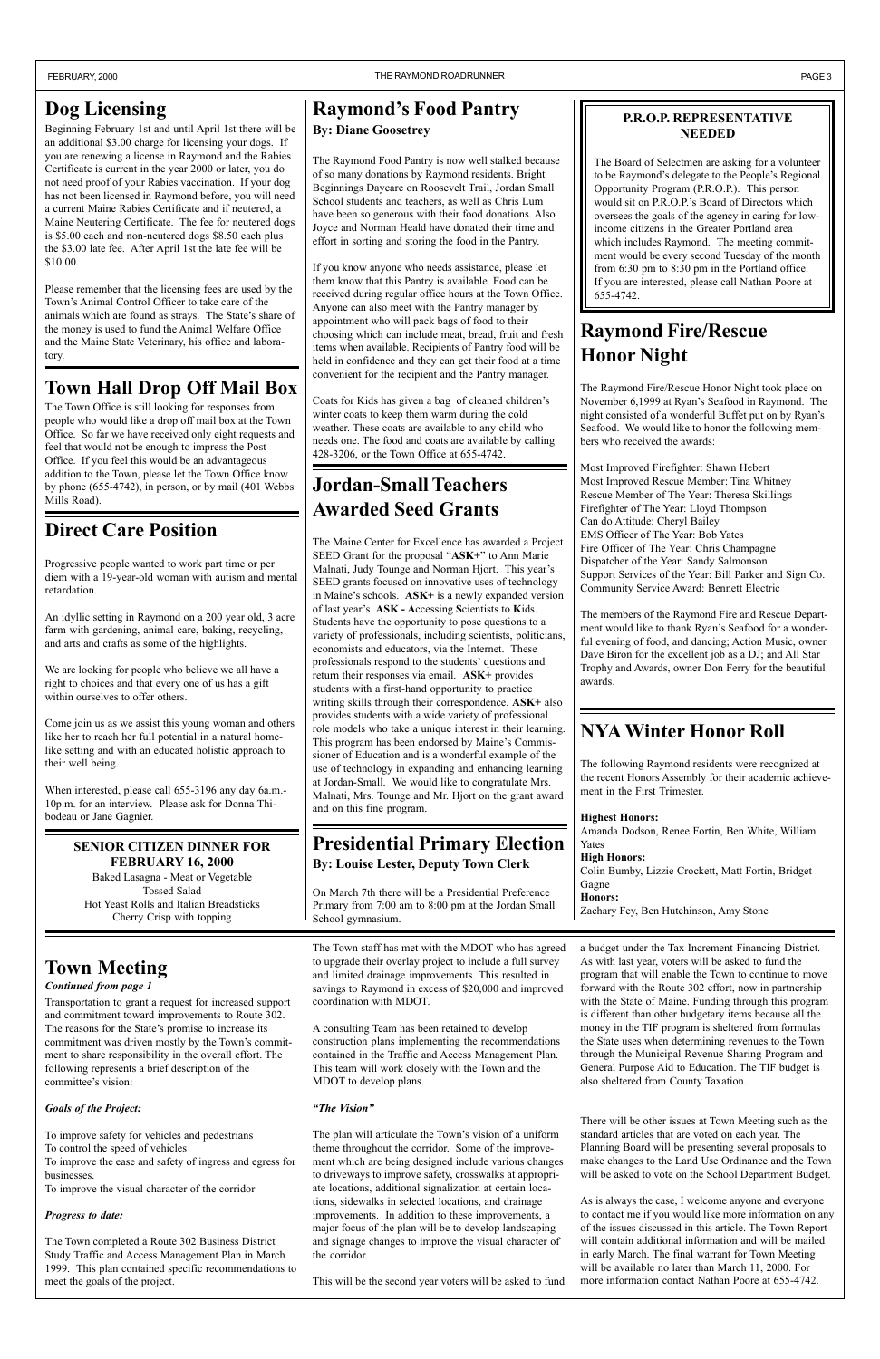## Dog Licensing

Beginning February 1st and until April 1st there will be an additional $3.00 charge for licensing your dogs. If you are renewing a license in Raymond and the Rabies Certificate is current in the year 2000 or later, you do not need proof of your Rabies vaccination. If your dog has not been licensed in Raymond before, you will need a current Maine Rabies Certificate and if neutered, a Maine Neutering Certificate. The fee for neutered dogs is $5.00 each and non-neutered dogs $8.50 each plus the $3.00 late fee. After April 1st the late fee will be $10.00.

Please remember that the licensing fees are used by the Town's Animal Control Officer to take care of the animals which are found as strays. The State's share of the money is used to fund the Animal Welfare Office and the Maine State Veterinary, his office and laboratory.

## Town Hall Drop Off Mail Box

The Town Office is still looking for responses from people who would like a drop off mail box at the Town Office. So far we have received only eight requests and feel that would not be enough to impress the Post Office. If you feel this would be an advantageous addition to the Town, please let the Town Office know by phone (655-4742), in person, or by mail (401 Webbs Mills Road).

## Direct Care Position

Progressive people wanted to work part time or per diem with a 19-year-old woman with autism and mental retardation.

An idyllic setting in Raymond on a 200 year old, 3 acre farm with gardening, animal care, baking, recycling, and arts and crafts as some of the highlights.

We are looking for people who believe we all have a right to choices and that every one of us has a gift within ourselves to offer others.

Come join us as we assist this young woman and others like her to reach her full potential in a natural home-like setting and with an educated holistic approach to their well being.

When interested, please call 655-3196 any day 6a.m.-10p.m. for an interview. Please ask for Donna Thibodeau or Jane Gagnier.

**SENIOR CITIZEN DINNER FOR FEBRUARY 16, 2000**

Baked Lasagna - Meat or Vegetable
Tossed Salad
Hot Yeast Rolls and Italian Breadsticks
Cherry Crisp with topping

## Raymond's Food Pantry

**By: Diane Goosetrey**

The Raymond Food Pantry is now well stalked because of so many donations by Raymond residents. Bright Beginnings Daycare on Roosevelt Trail, Jordan Small School students and teachers, as well as Chris Lum have been so generous with their food donations. Also Joyce and Norman Heald have donated their time and effort in sorting and storing the food in the Pantry.

If you know anyone who needs assistance, please let them know that this Pantry is available. Food can be received during regular office hours at the Town Office. Anyone can also meet with the Pantry manager by appointment who will pack bags of food to their choosing which can include meat, bread, fruit and fresh items when available. Recipients of Pantry food will be held in confidence and they can get their food at a time convenient for the recipient and the Pantry manager.

Coats for Kids has given a bag of cleaned children's winter coats to keep them warm during the cold weather. These coats are available to any child who needs one. The food and coats are available by calling 428-3206, or the Town Office at 655-4742.

## Jordan-Small Teachers Awarded Seed Grants

The Maine Center for Excellence has awarded a Project SEED Grant for the proposal "**ASK+**" to Ann Marie Malnati, Judy Tounge and Norman Hjort. This year's SEED grants focused on innovative uses of technology in Maine's schools. **ASK+** is a newly expanded version of last year's **ASK - A**ccessing **S**cientists to **K**ids. Students have the opportunity to pose questions to a variety of professionals, including scientists, politicians, economists and educators, via the Internet. These professionals respond to the students' questions and return their responses via email. **ASK+** provides students with a first-hand opportunity to practice writing skills through their correspondence. **ASK+** also provides students with a wide variety of professional role models who take a unique interest in their learning. This program has been endorsed by Maine's Commissioner of Education and is a wonderful example of the use of technology in expanding and enhancing learning at Jordan-Small. We would like to congratulate Mrs. Malnati, Mrs. Tounge and Mr. Hjort on the grant award and on this fine program.

## Presidential Primary Election

**By: Louise Lester, Deputy Town Clerk**

On March 7th there will be a Presidential Preference Primary from 7:00 am to 8:00 pm at the Jordan Small School gymnasium.

**P.R.O.P. REPRESENTATIVE NEEDED**

The Board of Selectmen are asking for a volunteer to be Raymond's delegate to the People's Regional Opportunity Program (P.R.O.P.). This person would sit on P.R.O.P.'s Board of Directors which oversees the goals of the agency in caring for low-income citizens in the Greater Portland area which includes Raymond. The meeting commitment would be every second Tuesday of the month from 6:30 pm to 8:30 pm in the Portland office. If you are interested, please call Nathan Poore at 655-4742.

## Raymond Fire/Rescue Honor Night

The Raymond Fire/Rescue Honor Night took place on November 6,1999 at Ryan's Seafood in Raymond. The night consisted of a wonderful Buffet put on by Ryan's Seafood. We would like to honor the following members who received the awards:

Most Improved Firefighter: Shawn Hebert
Most Improved Rescue Member: Tina Whitney
Rescue Member of The Year: Theresa Skillings
Firefighter of The Year: Lloyd Thompson
Can do Attitude: Cheryl Bailey
EMS Officer of The Year: Bob Yates
Fire Officer of The Year: Chris Champagne
Dispatcher of the Year: Sandy Salmonson
Support Services of the Year: Bill Parker and Sign Co.
Community Service Award: Bennett Electric

The members of the Raymond Fire and Rescue Department would like to thank Ryan's Seafood for a wonderful evening of food, and dancing; Action Music, owner Dave Biron for the excellent job as a DJ; and All Star Trophy and Awards, owner Don Ferry for the beautiful awards.

## NYA Winter Honor Roll

The following Raymond residents were recognized at the recent Honors Assembly for their academic achievement in the First Trimester.

**Highest Honors:**
Amanda Dodson, Renee Fortin, Ben White, William Yates

**High Honors:**
Colin Bumby, Lizzie Crockett, Matt Fortin, Bridget Gagne

**Honors:**
Zachary Fey, Ben Hutchinson, Amy Stone

## Town Meeting

***Continued from page 1***

Transportation to grant a request for increased support and commitment toward improvements to Route 302. The reasons for the State's promise to increase its commitment was driven mostly by the Town's commitment to share responsibility in the overall effort. The following represents a brief description of the committee's vision:

***Goals of the Project:***

To improve safety for vehicles and pedestrians
To control the speed of vehicles
To improve the ease and safety of ingress and egress for businesses.
To improve the visual character of the corridor

***Progress to date:***

The Town completed a Route 302 Business District Study Traffic and Access Management Plan in March 1999. This plan contained specific recommendations to meet the goals of the project.

The Town staff has met with the MDOT who has agreed to upgrade their overlay project to include a full survey and limited drainage improvements. This resulted in savings to Raymond in excess of $20,000 and improved coordination with MDOT.

A consulting Team has been retained to develop construction plans implementing the recommendations contained in the Traffic and Access Management Plan. This team will work closely with the Town and the MDOT to develop plans.

***"The Vision"***

The plan will articulate the Town's vision of a uniform theme throughout the corridor. Some of the improvement which are being designed include various changes to driveways to improve safety, crosswalks at appropriate locations, additional signalization at certain locations, sidewalks in selected locations, and drainage improvements. In addition to these improvements, a major focus of the plan will be to develop landscaping and signage changes to improve the visual character of the corridor.

This will be the second year voters will be asked to fund a budget under the Tax Increment Financing District. As with last year, voters will be asked to fund the program that will enable the Town to continue to move forward with the Route 302 effort, now in partnership with the State of Maine. Funding through this program is different than other budgetary items because all the money in the TIF program is sheltered from formulas the State uses when determining revenues to the Town through the Municipal Revenue Sharing Program and General Purpose Aid to Education. The TIF budget is also sheltered from County Taxation.

There will be other issues at Town Meeting such as the standard articles that are voted on each year. The Planning Board will be presenting several proposals to make changes to the Land Use Ordinance and the Town will be asked to vote on the School Department Budget.

As is always the case, I welcome anyone and everyone to contact me if you would like more information on any of the issues discussed in this article. The Town Report will contain additional information and will be mailed in early March. The final warrant for Town Meeting will be available no later than March 11, 2000. For more information contact Nathan Poore at 655-4742.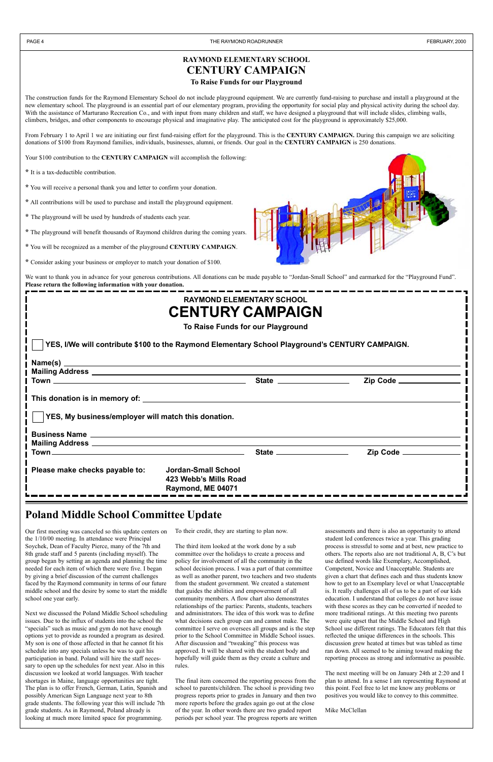## RAYMOND ELEMENTARY SCHOOL

# CENTURY CAMPAIGN

**To Raise Funds for our Playground**

The construction funds for the Raymond Elementary School do not include playground equipment. We are currently fund-raising to purchase and install a playground at the new elementary school. The playground is an essential part of our elementary program, providing the opportunity for social play and physical activity during the school day. With the assistance of Marturano Recreation Co., and with input from many children and staff, we have designed a playground that will include slides, climbing walls, climbers, bridges, and other components to encourage physical and imaginative play. The anticipated cost for the playground is approximately $25,000.

From February 1 to April 1 we are initiating our first fund-raising effort for the playground. This is the **CENTURY CAMPAIGN.** During this campaign we are soliciting donations of $100 from Raymond families, individuals, businesses, alumni, or friends. Our goal in the **CENTURY CAMPAIGN** is 250 donations.

Your $100 contribution to the **CENTURY CAMPAIGN** will accomplish the following:

* It is a tax-deductible contribution.
* You will receive a personal thank you and letter to confirm your donation.
* All contributions will be used to purchase and install the playground equipment.
* The playground will be used by hundreds of students each year.
* The playground will benefit thousands of Raymond children during the coming years.
* You will be recognized as a member of the playground **CENTURY CAMPAIGN**.
* Consider asking your business or employer to match your donation of $100.

We want to thank you in advance for your generous contributions. All donations can be made payable to "Jordan-Small School" and earmarked for the "Playground Fund". **Please return the following information with your donation.**

---

**RAYMOND ELEMENTARY SCHOOL**

**CENTURY CAMPAIGN**

**To Raise Funds for our Playground**

☐ **YES, I/We will contribute $100 to the Raymond Elementary School Playground's CENTURY CAMPAIGN.**

**Name(s)** ____________________

**Mailing Address** ____________________

**Town** ____________________ **State** __________ **Zip Code** __________

**This donation is in memory of:** ____________________

☐ **YES, My business/employer will match this donation.**

**Business Name** ____________________

**Mailing Address** ____________________

**Town** ____________________ **State** __________ **Zip Code** __________

**Please make checks payable to:** **Jordan-Small School**
**423 Webb's Mills Road**
**Raymond, ME 04071**

---

## Poland Middle School Committee Update

Our first meeting was canceled so this update centers on the 1/10/00 meeting. In attendance were Principal Soychek, Dean of Faculty Pierce, many of the 7th and 8th grade staff and 5 parents (including myself). The group began by setting an agenda and planning the time needed for each item of which there were five. I began by giving a brief discussion of the current challenges faced by the Raymond community in terms of our future middle school and the desire by some to start the middle school one year early.

Next we discussed the Poland Middle School scheduling issues. Due to the influx of students into the school the "specials" such as music and gym do not have enough options yet to provide as rounded a program as desired. My son is one of those affected in that he cannot fit his schedule into any specials unless he was to quit his participation in band. Poland will hire the staff necessary to open up the schedules for next year. Also in this discussion we looked at world languages. With teacher shortages in Maine, language opportunities are tight. The plan is to offer French, German, Latin, Spanish and possibly American Sign Language next year to 8th grade students. The following year this will include 7th grade students. As in Raymond, Poland already is looking at much more limited space for programming. To their credit, they are starting to plan now.

The third item looked at the work done by a sub committee over the holidays to create a process and policy for involvement of all the community in the school decision process. I was a part of that committee as well as another parent, two teachers and two students from the student government. We created a statement that guides the abilities and empowerment of all community members. A flow chart also demonstrates relationships of the parties: Parents, students, teachers and administrators. The idea of this work was to define what decisions each group can and cannot make. The committee I serve on oversees all groups and is the step prior to the School Committee in Middle School issues. After discussion and "tweaking" this process was approved. It will be shared with the student body and hopefully will guide them as they create a culture and rules.

The final item concerned the reporting process from the school to parents/children. The school is providing two progress reports prior to grades in January and then two more reports before the grades again go out at the close of the year. In other words there are two graded report periods per school year. The progress reports are written assessments and there is also an opportunity to attend student led conferences twice a year. This grading process is stressful to some and at best, new practice to others. The reports also are not traditional A, B, C's but use defined words like Exemplary, Accomplished, Competent, Novice and Unacceptable. Students are given a chart that defines each and thus students know how to get to an Exemplary level or what Unacceptable is. It really challenges all of us to be a part of our kids education. I understand that colleges do not have issue with these scores as they can be converted if needed to more traditional ratings. At this meeting two parents were quite upset that the Middle School and High School use different ratings. The Educators felt that this reflected the unique differences in the schools. This discussion grew heated at times but was tabled as time ran down. All seemed to be aiming toward making the reporting process as strong and informative as possible.

The next meeting will be on January 24th at 2:20 and I plan to attend. In a sense I am representing Raymond at this point. Feel free to let me know any problems or positives you would like to convey to this committee.

Mike McClellan